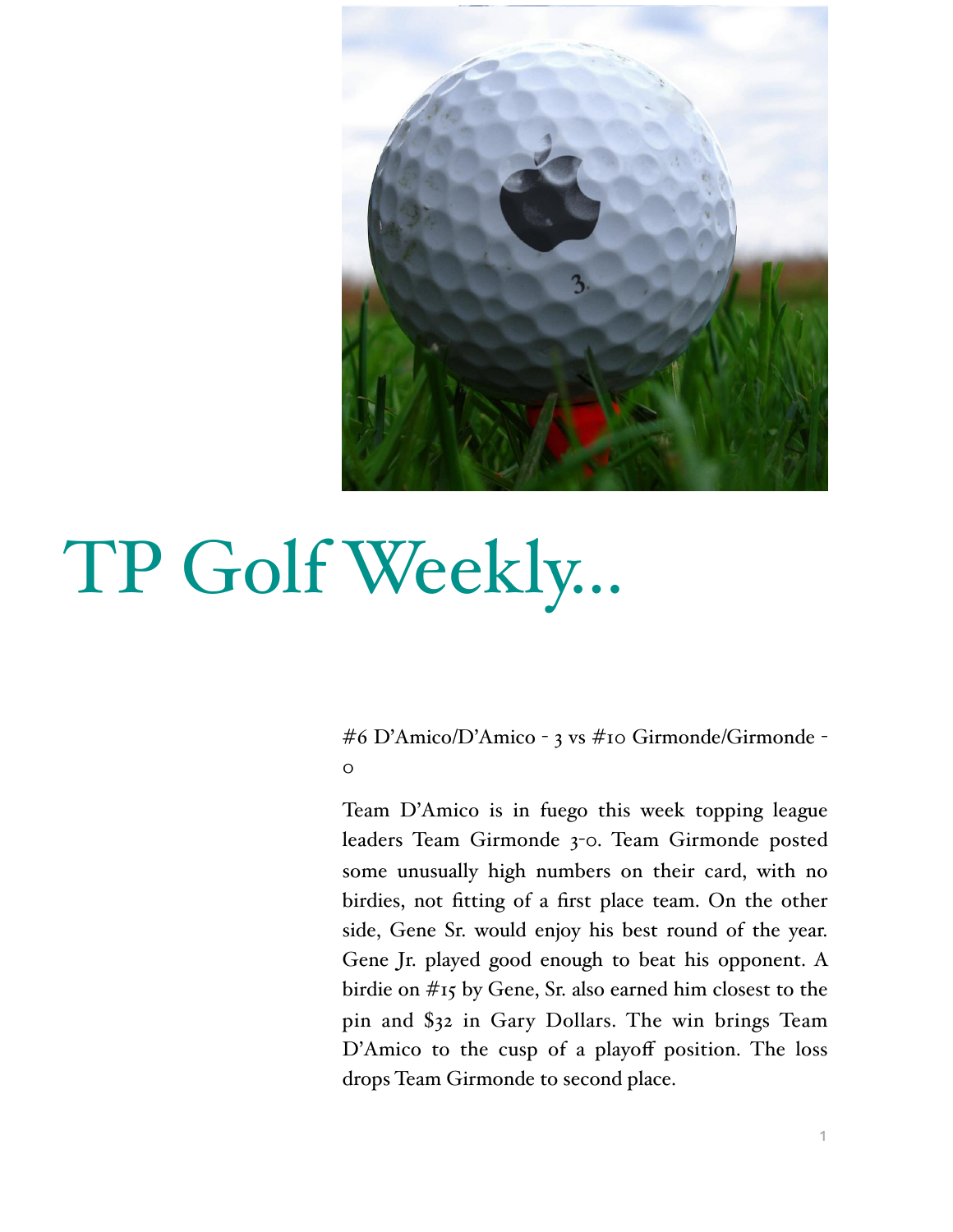# TP Golf Weekly...

#6 D'Amico/D'Amico - 3 vs #10 Girmonde/Girmonde - 0

Team D'Amico is in fuego this week topping league leaders Team Girmonde 3-0. Team Girmonde posted some unusually high numbers on their card, with no birdies, not fitting of a first place team. On the other side, Gene Sr. would enjoy his best round of the year. Gene Jr. played good enough to beat his opponent. A birdie on #15 by Gene, Sr. also earned him closest to the pin and $32 in Gary Dollars. The win brings Team D'Amico to the cusp of a playoff position. The loss drops Team Girmonde to second place.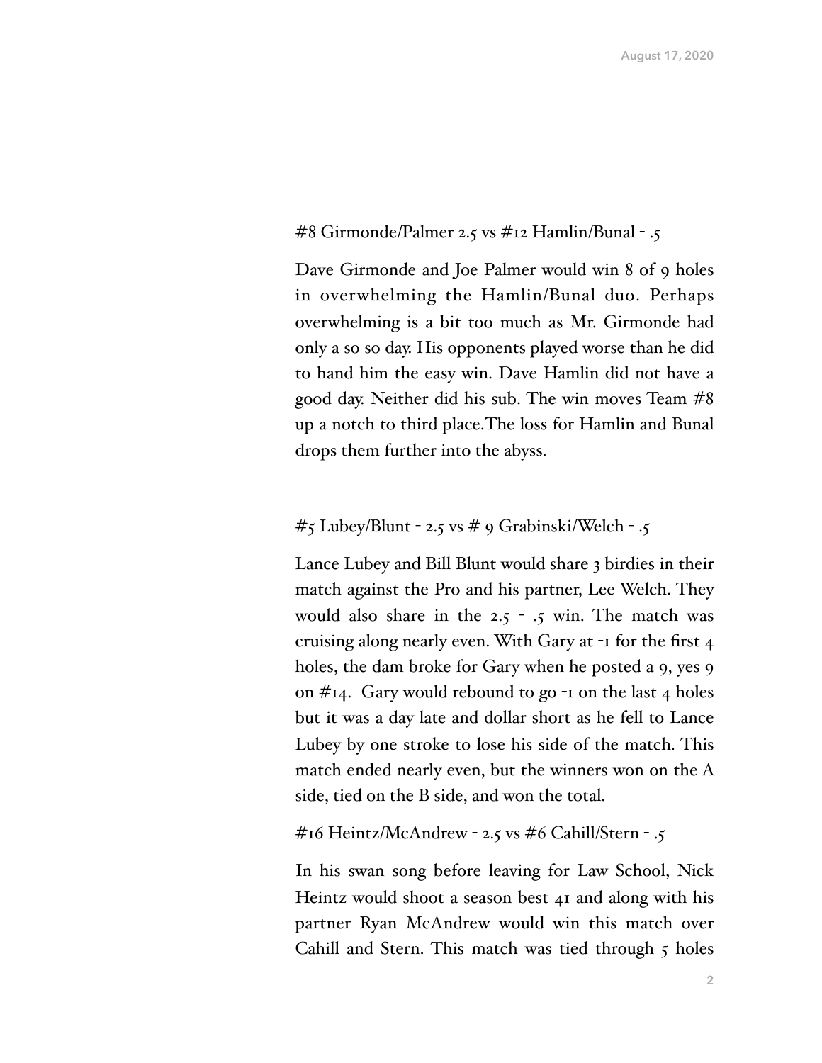#8 Girmonde/Palmer 2.5 vs #12 Hamlin/Bunal - .5

Dave Girmonde and Joe Palmer would win 8 of 9 holes in overwhelming the Hamlin/Bunal duo. Perhaps overwhelming is a bit too much as Mr. Girmonde had only a so so day. His opponents played worse than he did to hand him the easy win. Dave Hamlin did not have a good day. Neither did his sub. The win moves Team #8 up a notch to third place.The loss for Hamlin and Bunal drops them further into the abyss.

#5 Lubey/Blunt - 2.5 vs # 9 Grabinski/Welch - .5

Lance Lubey and Bill Blunt would share 3 birdies in their match against the Pro and his partner, Lee Welch. They would also share in the 2.5 - .5 win. The match was cruising along nearly even. With Gary at -1 for the first 4 holes, the dam broke for Gary when he posted a 9, yes 9 on #14. Gary would rebound to go -1 on the last 4 holes but it was a day late and dollar short as he fell to Lance Lubey by one stroke to lose his side of the match. This match ended nearly even, but the winners won on the A side, tied on the B side, and won the total.

#16 Heintz/McAndrew - 2.5 vs #6 Cahill/Stern - .5

In his swan song before leaving for Law School, Nick Heintz would shoot a season best 41 and along with his partner Ryan McAndrew would win this match over Cahill and Stern. This match was tied through 5 holes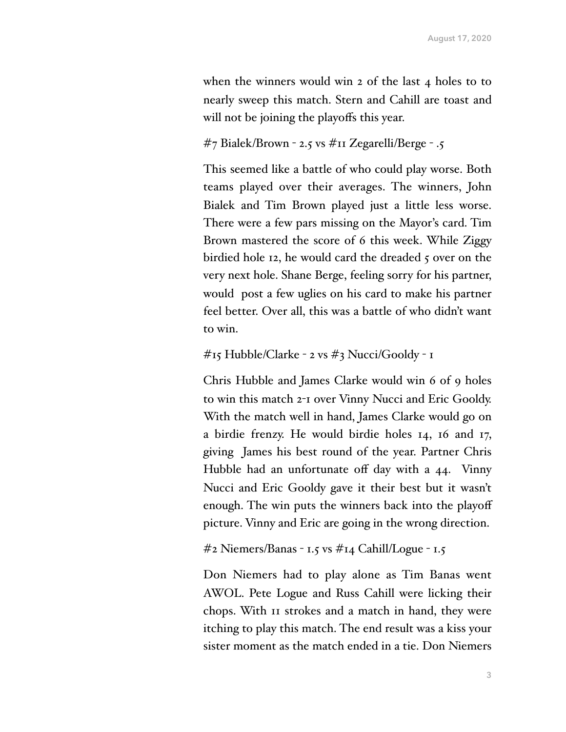when the winners would win 2 of the last 4 holes to to nearly sweep this match. Stern and Cahill are toast and will not be joining the playoffs this year.

#7 Bialek/Brown - 2.5 vs #11 Zegarelli/Berge - .5

This seemed like a battle of who could play worse. Both teams played over their averages. The winners, John Bialek and Tim Brown played just a little less worse. There were a few pars missing on the Mayor's card. Tim Brown mastered the score of 6 this week. While Ziggy birdied hole 12, he would card the dreaded 5 over on the very next hole. Shane Berge, feeling sorry for his partner, would post a few uglies on his card to make his partner feel better. Over all, this was a battle of who didn't want to win.

#15 Hubble/Clarke - 2 vs #3 Nucci/Gooldy - 1

Chris Hubble and James Clarke would win 6 of 9 holes to win this match 2-1 over Vinny Nucci and Eric Gooldy. With the match well in hand, James Clarke would go on a birdie frenzy. He would birdie holes 14, 16 and 17, giving James his best round of the year. Partner Chris Hubble had an unfortunate off day with a 44. Vinny Nucci and Eric Gooldy gave it their best but it wasn't enough. The win puts the winners back into the playoff picture. Vinny and Eric are going in the wrong direction.

#2 Niemers/Banas - 1.5 vs #14 Cahill/Logue - 1.5

Don Niemers had to play alone as Tim Banas went AWOL. Pete Logue and Russ Cahill were licking their chops. With 11 strokes and a match in hand, they were itching to play this match. The end result was a kiss your sister moment as the match ended in a tie. Don Niemers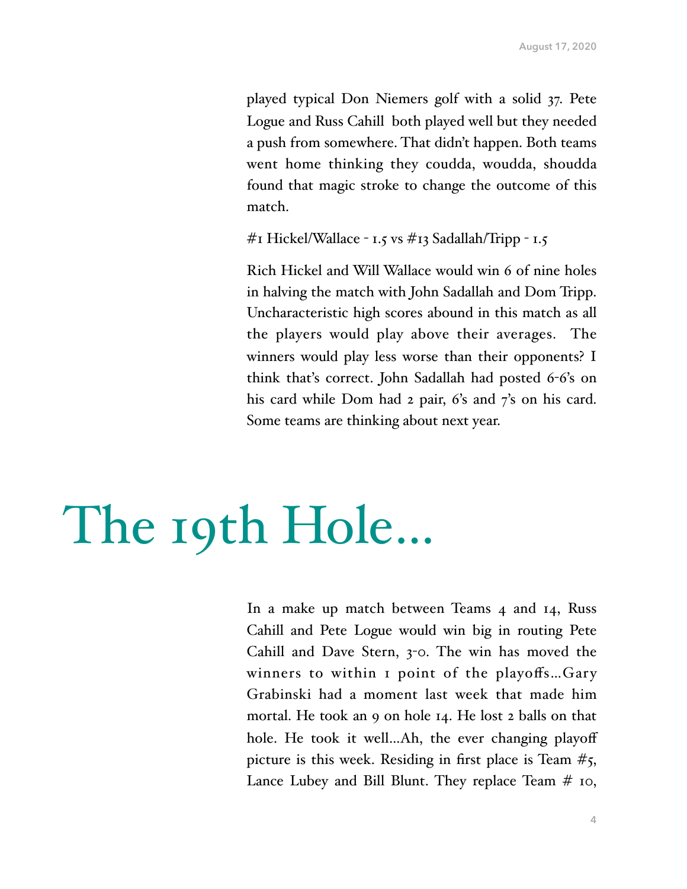played typical Don Niemers golf with a solid 37. Pete Logue and Russ Cahill both played well but they needed a push from somewhere. That didn't happen. Both teams went home thinking they coudda, woudda, shoudda found that magic stroke to change the outcome of this match.

#1 Hickel/Wallace - 1.5 vs #13 Sadallah/Tripp - 1.5

Rich Hickel and Will Wallace would win 6 of nine holes in halving the match with John Sadallah and Dom Tripp. Uncharacteristic high scores abound in this match as all the players would play above their averages. The winners would play less worse than their opponents? I think that's correct. John Sadallah had posted 6-6's on his card while Dom had 2 pair, 6's and 7's on his card. Some teams are thinking about next year.

# The 19th Hole...

In a make up match between Teams 4 and 14, Russ Cahill and Pete Logue would win big in routing Pete Cahill and Dave Stern, 3-0. The win has moved the winners to within 1 point of the playoffs…Gary Grabinski had a moment last week that made him mortal. He took an 9 on hole 14. He lost 2 balls on that hole. He took it well…Ah, the ever changing playoff picture is this week. Residing in first place is Team #5, Lance Lubey and Bill Blunt. They replace Team # 10,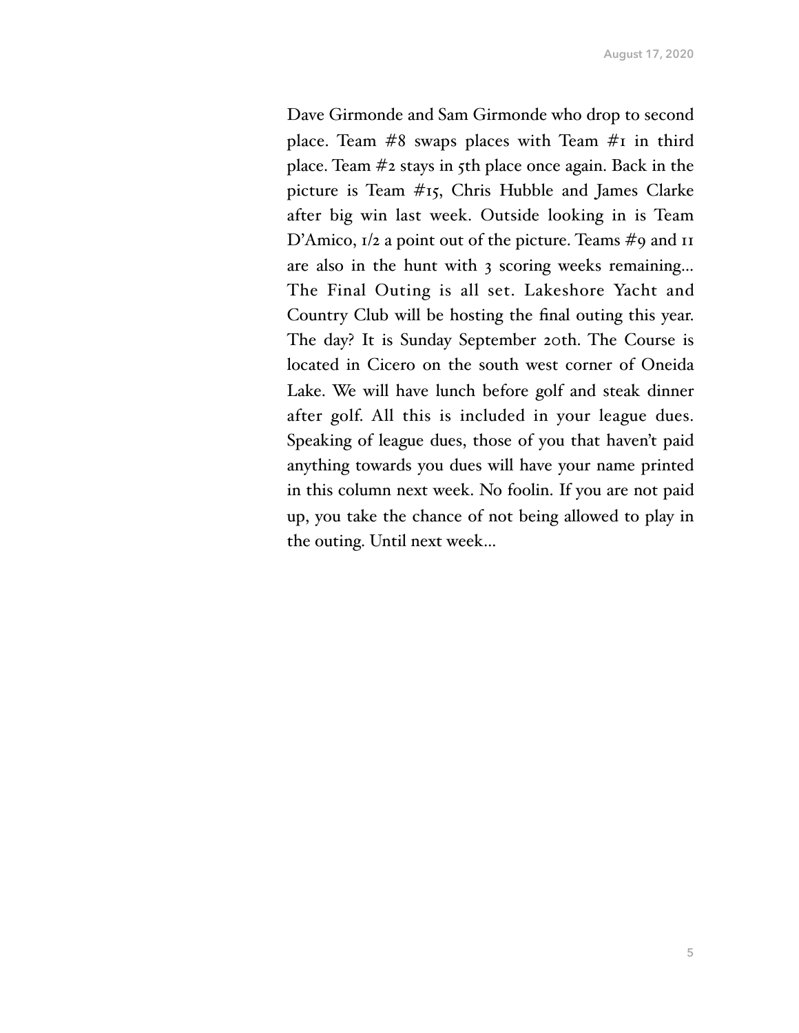Dave Girmonde and Sam Girmonde who drop to second place. Team #8 swaps places with Team #1 in third place. Team #2 stays in 5th place once again. Back in the picture is Team #15, Chris Hubble and James Clarke after big win last week. Outside looking in is Team D'Amico, 1/2 a point out of the picture. Teams #9 and 11 are also in the hunt with 3 scoring weeks remaining... The Final Outing is all set. Lakeshore Yacht and Country Club will be hosting the final outing this year. The day? It is Sunday September 20th. The Course is located in Cicero on the south west corner of Oneida Lake. We will have lunch before golf and steak dinner after golf. All this is included in your league dues. Speaking of league dues, those of you that haven't paid anything towards you dues will have your name printed in this column next week. No foolin. If you are not paid up, you take the chance of not being allowed to play in the outing. Until next week...